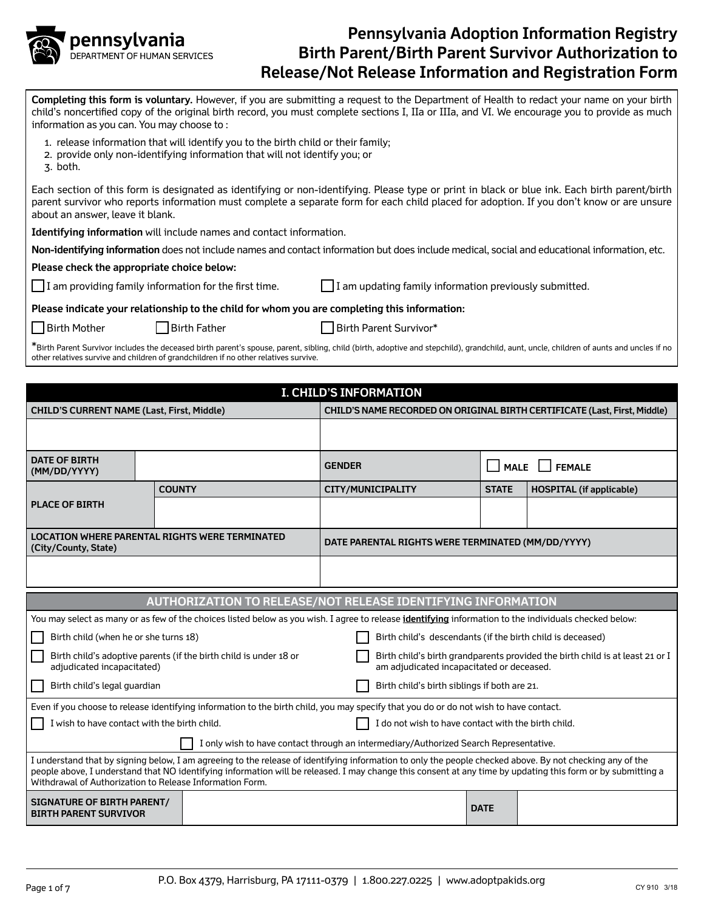pennsylvania
DEPARTMENT OF HUMAN SERVICES

# Pennsylvania Adoption Information Registry Birth Parent/Birth Parent Survivor Authorization to Release/Not Release Information and Registration Form

**Completing this form is voluntary.** However, if you are submitting a request to the Department of Health to redact your name on your birth child's noncertified copy of the original birth record, you must complete sections I, IIa or IIIa, and VI. We encourage you to provide as much information as you can. You may choose to :

1. release information that will identify you to the birth child or their family;
2. provide only non-identifying information that will not identify you; or
3. both.

Each section of this form is designated as identifying or non-identifying. Please type or print in black or blue ink. Each birth parent/birth parent survivor who reports information must complete a separate form for each child placed for adoption. If you don't know or are unsure about an answer, leave it blank.

**Identifying information** will include names and contact information.

**Non-identifying information** does not include names and contact information but does include medical, social and educational information, etc.

**Please check the appropriate choice below:**

☐ I am providing family information for the first time. ☐ I am updating family information previously submitted.

**Please indicate your relationship to the child for whom you are completing this information:**

☐ Birth Mother ☐ Birth Father ☐ Birth Parent Survivor*

*Birth Parent Survivor includes the deceased birth parent's spouse, parent, sibling, child (birth, adoptive and stepchild), grandchild, aunt, uncle, children of aunts and uncles if no other relatives survive and children of grandchildren if no other relatives survive.

## I. CHILD'S INFORMATION

| CHILD'S CURRENT NAME (Last, First, Middle) | | CHILD'S NAME RECORDED ON ORIGINAL BIRTH CERTIFICATE (Last, First, Middle) | | |
|---|---|---|---|---|
| | | | | |
| DATE OF BIRTH (MM/DD/YYYY) | | GENDER | ☐ MALE ☐ FEMALE | |
| PLACE OF BIRTH | COUNTY | CITY/MUNICIPALITY | STATE | HOSPITAL (if applicable) |
| | | | | |
| LOCATION WHERE PARENTAL RIGHTS WERE TERMINATED (City/County, State) | | DATE PARENTAL RIGHTS WERE TERMINATED (MM/DD/YYYY) | | |
| | | | | |

## AUTHORIZATION TO RELEASE/NOT RELEASE IDENTIFYING INFORMATION

You may select as many or as few of the choices listed below as you wish. I agree to release **identifying** information to the individuals checked below:

☐ Birth child (when he or she turns 18)

☐ Birth child's descendants (if the birth child is deceased)

☐ Birth child's adoptive parents (if the birth child is under 18 or adjudicated incapacitated)

☐ Birth child's birth grandparents provided the birth child is at least 21 or I am adjudicated incapacitated or deceased.

☐ Birth child's legal guardian

☐ Birth child's birth siblings if both are 21.

Even if you choose to release identifying information to the birth child, you may specify that you do or do not wish to have contact.

☐ I wish to have contact with the birth child.

☐ I do not wish to have contact with the birth child.

☐ I only wish to have contact through an intermediary/Authorized Search Representative.

I understand that by signing below, I am agreeing to the release of identifying information to only the people checked above. By not checking any of the people above, I understand that NO identifying information will be released. I may change this consent at any time by updating this form or by submitting a Withdrawal of Authorization to Release Information Form.

| SIGNATURE OF BIRTH PARENT/ BIRTH PARENT SURVIVOR | | DATE | |
|---|---|---|---|

P.O. Box 4379, Harrisburg, PA 17111-0379 | 1.800.227.0225 | www.adoptpakids.org

CY 910 3/18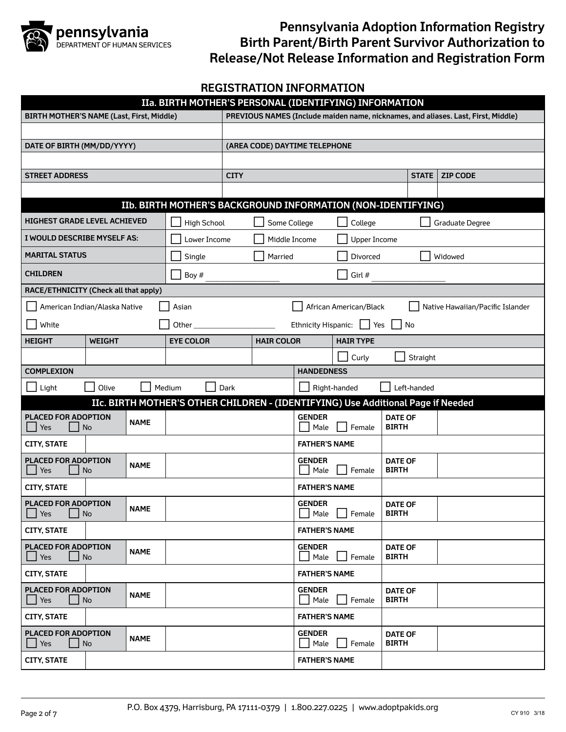# Pennsylvania Adoption Information Registry Birth Parent/Birth Parent Survivor Authorization to Release/Not Release Information and Registration Form

## REGISTRATION INFORMATION

### IIa. BIRTH MOTHER'S PERSONAL (IDENTIFYING) INFORMATION

| BIRTH MOTHER'S NAME (Last, First, Middle) | PREVIOUS NAMES (Include maiden name, nicknames, and aliases. Last, First, Middle) | | |
|---|---|---|---|
| | | | |
| **DATE OF BIRTH (MM/DD/YYYY)** | **(AREA CODE) DAYTIME TELEPHONE** | | |
| | | | |
| **STREET ADDRESS** | **CITY** | **STATE** | **ZIP CODE** |
| | | | |

### IIb. BIRTH MOTHER'S BACKGROUND INFORMATION (NON-IDENTIFYING)

| | | | | |
|---|---|---|---|---|
| **HIGHEST GRADE LEVEL ACHIEVED** | ☐ High School | ☐ Some College | ☐ College | ☐ Graduate Degree |
| **I WOULD DESCRIBE MYSELF AS:** | ☐ Lower Income | ☐ Middle Income | ☐ Upper Income | |
| **MARITAL STATUS** | ☐ Single | ☐ Married | ☐ Divorced | ☐ Widowed |
| **CHILDREN** | ☐ Boy # ________ | | ☐ Girl # ________ | |

**RACE/ETHNICITY (Check all that apply)**

☐ American Indian/Alaska Native ☐ Asian ☐ African American/Black ☐ Native Hawaiian/Pacific Islander

☐ White ☐ Other ____________ Ethnicity Hispanic: ☐ Yes ☐ No

| HEIGHT | WEIGHT | EYE COLOR | HAIR COLOR | HAIR TYPE |
|---|---|---|---|---|
| | | | | ☐ Curly ☐ Straight |

| COMPLEXION | HANDEDNESS |
|---|---|
| ☐ Light ☐ Olive ☐ Medium ☐ Dark | ☐ Right-handed ☐ Left-handed |

### IIc. BIRTH MOTHER'S OTHER CHILDREN - (IDENTIFYING) Use Additional Page if Needed

| PLACED FOR ADOPTION | | | | | |
|---|---|---|---|---|---|
| ☐ Yes ☐ No | **NAME** | | **GENDER** ☐ Male ☐ Female | **DATE OF BIRTH** | |
| **CITY, STATE** | | | **FATHER'S NAME** | | |
| ☐ Yes ☐ No | **NAME** | | **GENDER** ☐ Male ☐ Female | **DATE OF BIRTH** | |
| **CITY, STATE** | | | **FATHER'S NAME** | | |
| ☐ Yes ☐ No | **NAME** | | **GENDER** ☐ Male ☐ Female | **DATE OF BIRTH** | |
| **CITY, STATE** | | | **FATHER'S NAME** | | |
| ☐ Yes ☐ No | **NAME** | | **GENDER** ☐ Male ☐ Female | **DATE OF BIRTH** | |
| **CITY, STATE** | | | **FATHER'S NAME** | | |
| ☐ Yes ☐ No | **NAME** | | **GENDER** ☐ Male ☐ Female | **DATE OF BIRTH** | |
| **CITY, STATE** | | | **FATHER'S NAME** | | |
| ☐ Yes ☐ No | **NAME** | | **GENDER** ☐ Male ☐ Female | **DATE OF BIRTH** | |
| **CITY, STATE** | | | **FATHER'S NAME** | | |

P.O. Box 4379, Harrisburg, PA 17111-0379 | 1.800.227.0225 | www.adoptpakids.org

CY 910 3/18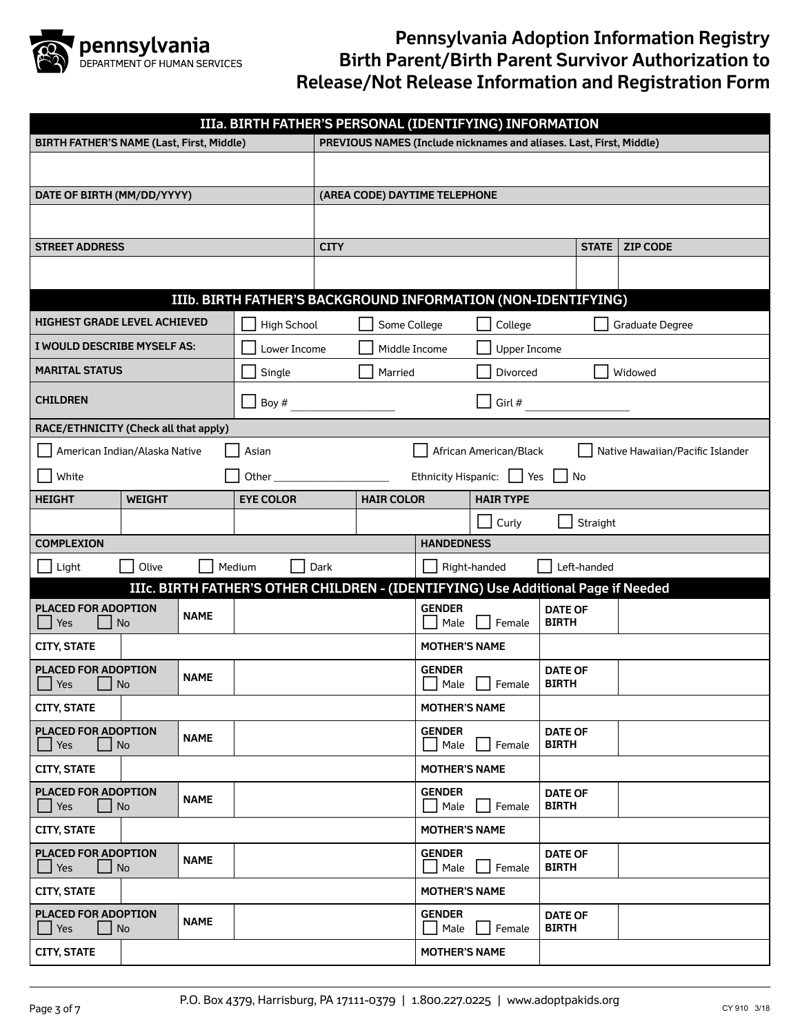# Pennsylvania Adoption Information Registry Birth Parent/Birth Parent Survivor Authorization to Release/Not Release Information and Registration Form

pennsylvania
DEPARTMENT OF HUMAN SERVICES

## IIIa. BIRTH FATHER'S PERSONAL (IDENTIFYING) INFORMATION

| BIRTH FATHER'S NAME (Last, First, Middle) | PREVIOUS NAMES (Include nicknames and aliases. Last, First, Middle) | | |
|---|---|---|---|
| | | | |
| **DATE OF BIRTH (MM/DD/YYYY)** | **(AREA CODE) DAYTIME TELEPHONE** | | |
| | | | |
| **STREET ADDRESS** | **CITY** | **STATE** | **ZIP CODE** |
| | | | |

## IIIb. BIRTH FATHER'S BACKGROUND INFORMATION (NON-IDENTIFYING)

| | | | | |
|---|---|---|---|---|
| **HIGHEST GRADE LEVEL ACHIEVED** | ☐ High School | ☐ Some College | ☐ College | ☐ Graduate Degree |
| **I WOULD DESCRIBE MYSELF AS:** | ☐ Lower Income | ☐ Middle Income | ☐ Upper Income | |
| **MARITAL STATUS** | ☐ Single | ☐ Married | ☐ Divorced | ☐ Widowed |
| **CHILDREN** | ☐ Boy # ________ | | ☐ Girl # ________ | |

**RACE/ETHNICITY (Check all that apply)**

☐ American Indian/Alaska Native ☐ Asian ☐ African American/Black ☐ Native Hawaiian/Pacific Islander

☐ White ☐ Other ________________ Ethnicity Hispanic: ☐ Yes ☐ No

| HEIGHT | WEIGHT | EYE COLOR | HAIR COLOR | HAIR TYPE |
|---|---|---|---|---|
| | | | | ☐ Curly ☐ Straight |

| COMPLEXION | HANDEDNESS |
|---|---|
| ☐ Light ☐ Olive ☐ Medium ☐ Dark | ☐ Right-handed ☐ Left-handed |

## IIIc. BIRTH FATHER'S OTHER CHILDREN - (IDENTIFYING) Use Additional Page if Needed

| PLACED FOR ADOPTION | NAME | | GENDER | DATE OF BIRTH | |
|---|---|---|---|---|---|
| ☐ Yes ☐ No | | | ☐ Male ☐ Female | | |
| **CITY, STATE** | | | **MOTHER'S NAME** | | |
| **PLACED FOR ADOPTION** ☐ Yes ☐ No | **NAME** | | **GENDER** ☐ Male ☐ Female | **DATE OF BIRTH** | |
| **CITY, STATE** | | | **MOTHER'S NAME** | | |
| **PLACED FOR ADOPTION** ☐ Yes ☐ No | **NAME** | | **GENDER** ☐ Male ☐ Female | **DATE OF BIRTH** | |
| **CITY, STATE** | | | **MOTHER'S NAME** | | |
| **PLACED FOR ADOPTION** ☐ Yes ☐ No | **NAME** | | **GENDER** ☐ Male ☐ Female | **DATE OF BIRTH** | |
| **CITY, STATE** | | | **MOTHER'S NAME** | | |
| **PLACED FOR ADOPTION** ☐ Yes ☐ No | **NAME** | | **GENDER** ☐ Male ☐ Female | **DATE OF BIRTH** | |
| **CITY, STATE** | | | **MOTHER'S NAME** | | |
| **PLACED FOR ADOPTION** ☐ Yes ☐ No | **NAME** | | **GENDER** ☐ Male ☐ Female | **DATE OF BIRTH** | |
| **CITY, STATE** | | | **MOTHER'S NAME** | | |

P.O. Box 4379, Harrisburg, PA 17111-0379 | 1.800.227.0225 | www.adoptpakids.org

CY 910 3/18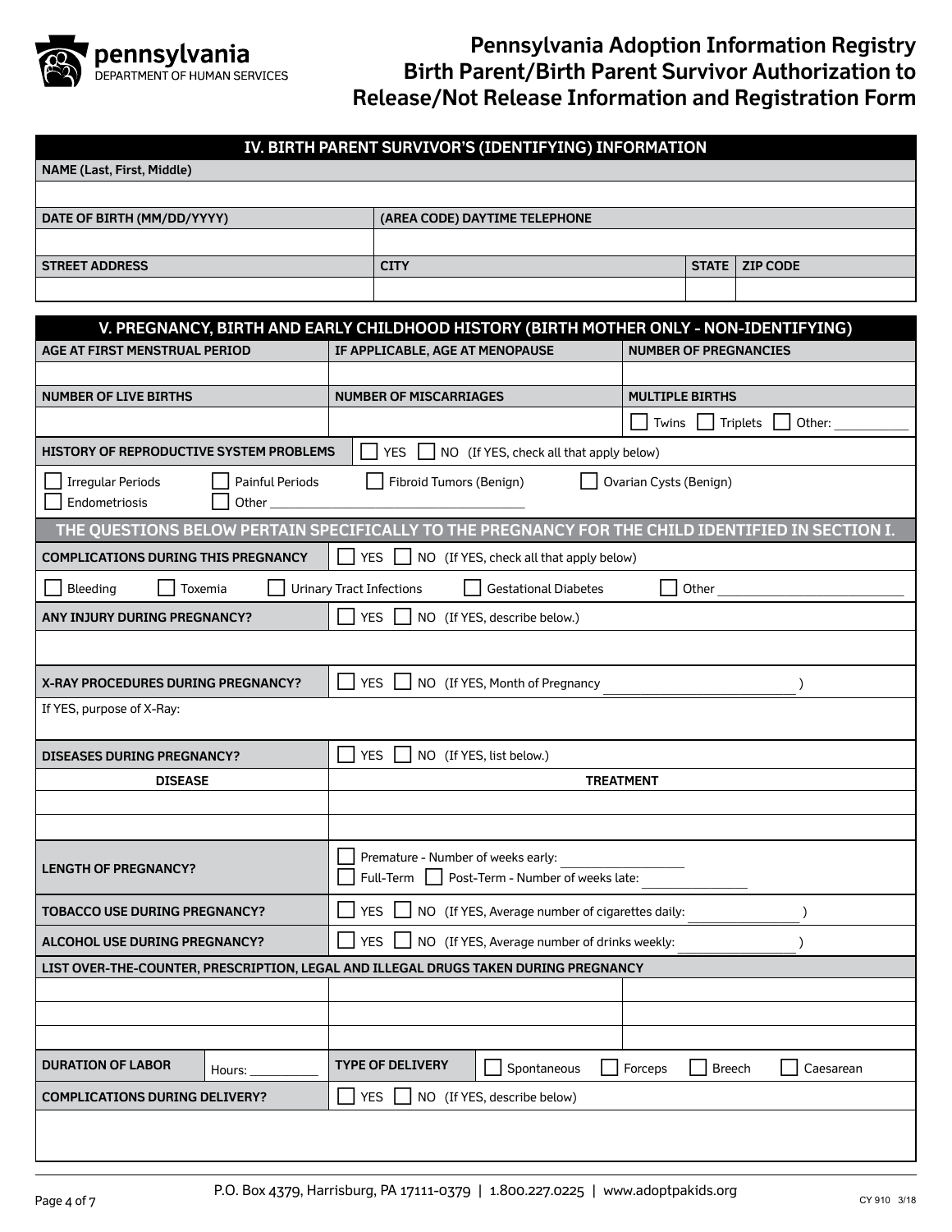# Pennsylvania Adoption Information Registry Birth Parent/Birth Parent Survivor Authorization to Release/Not Release Information and Registration Form

pennsylvania
DEPARTMENT OF HUMAN SERVICES

## IV. BIRTH PARENT SURVIVOR'S (IDENTIFYING) INFORMATION

| NAME (Last, First, Middle) | | | |
|---|---|---|---|
| | | | |
| **DATE OF BIRTH (MM/DD/YYYY)** | **(AREA CODE) DAYTIME TELEPHONE** | | |
| | | | |
| **STREET ADDRESS** | **CITY** | **STATE** | **ZIP CODE** |
| | | | |

## V. PREGNANCY, BIRTH AND EARLY CHILDHOOD HISTORY (BIRTH MOTHER ONLY - NON-IDENTIFYING)

| AGE AT FIRST MENSTRUAL PERIOD | IF APPLICABLE, AGE AT MENOPAUSE | NUMBER OF PREGNANCIES |
|---|---|---|
| | | |
| **NUMBER OF LIVE BIRTHS** | **NUMBER OF MISCARRIAGES** | **MULTIPLE BIRTHS** |
| | | ☐ Twins ☐ Triplets ☐ Other: ______ |

**HISTORY OF REPRODUCTIVE SYSTEM PROBLEMS** ☐ YES ☐ NO (If YES, check all that apply below)

☐ Irregular Periods ☐ Painful Periods ☐ Fibroid Tumors (Benign) ☐ Ovarian Cysts (Benign)
☐ Endometriosis ☐ Other ______________________

### THE QUESTIONS BELOW PERTAIN SPECIFICALLY TO THE PREGNANCY FOR THE CHILD IDENTIFIED IN SECTION I.

**COMPLICATIONS DURING THIS PREGNANCY** ☐ YES ☐ NO (If YES, check all that apply below)

☐ Bleeding ☐ Toxemia ☐ Urinary Tract Infections ☐ Gestational Diabetes ☐ Other ______________

**ANY INJURY DURING PREGNANCY?** ☐ YES ☐ NO (If YES, describe below.)

______________________________________________

**X-RAY PROCEDURES DURING PREGNANCY?** ☐ YES ☐ NO (If YES, Month of Pregnancy ______________ )

If YES, purpose of X-Ray:

**DISEASES DURING PREGNANCY?** ☐ YES ☐ NO (If YES, list below.)

| DISEASE | TREATMENT |
|---|---|
| | |
| | |

| LENGTH OF PREGNANCY? | ☐ Premature - Number of weeks early: ________<br>☐ Full-Term ☐ Post-Term - Number of weeks late: ________ |
|---|---|
| **TOBACCO USE DURING PREGNANCY?** | ☐ YES ☐ NO (If YES, Average number of cigarettes daily: ________ ) |
| **ALCOHOL USE DURING PREGNANCY?** | ☐ YES ☐ NO (If YES, Average number of drinks weekly: ________ ) |

**LIST OVER-THE-COUNTER, PRESCRIPTION, LEGAL AND ILLEGAL DRUGS TAKEN DURING PREGNANCY**

| | | |
|---|---|---|
| | | |
| | | |
| | | |

| DURATION OF LABOR | Hours: ________ | TYPE OF DELIVERY | ☐ Spontaneous ☐ Forceps ☐ Breech ☐ Caesarean |
|---|---|---|---|

**COMPLICATIONS DURING DELIVERY?** ☐ YES ☐ NO (If YES, describe below)

______________________________________________

P.O. Box 4379, Harrisburg, PA 17111-0379 | 1.800.227.0225 | www.adoptpakids.org

CY 910 3/18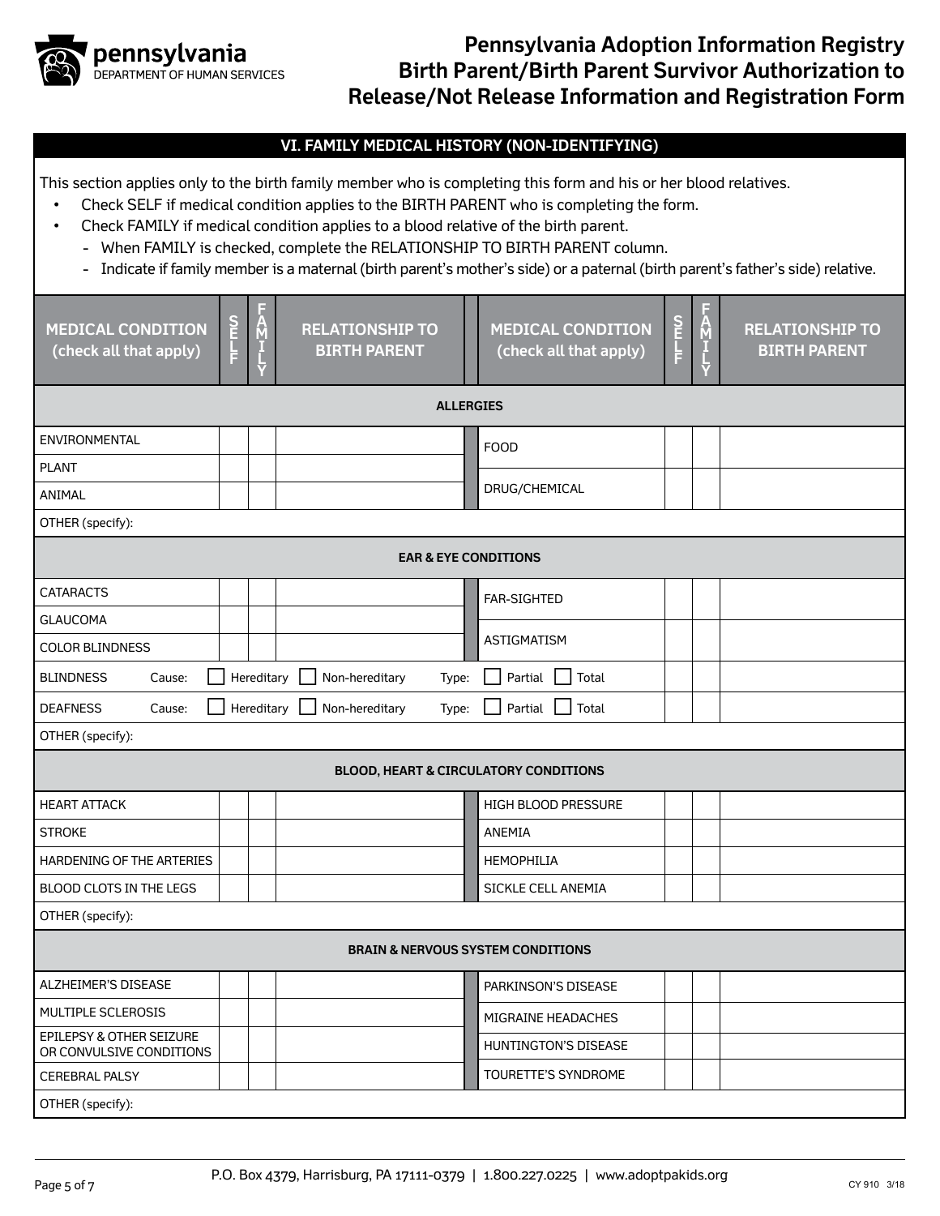# Pennsylvania Adoption Information Registry Birth Parent/Birth Parent Survivor Authorization to Release/Not Release Information and Registration Form

## VI. FAMILY MEDICAL HISTORY (NON-IDENTIFYING)

This section applies only to the birth family member who is completing this form and his or her blood relatives.

- Check SELF if medical condition applies to the BIRTH PARENT who is completing the form.
- Check FAMILY if medical condition applies to a blood relative of the birth parent.
  - When FAMILY is checked, complete the RELATIONSHIP TO BIRTH PARENT column.
  - Indicate if family member is a maternal (birth parent's mother's side) or a paternal (birth parent's father's side) relative.

| MEDICAL CONDITION (check all that apply) | SELF | FAMILY | RELATIONSHIP TO BIRTH PARENT | MEDICAL CONDITION (check all that apply) | SELF | FAMILY | RELATIONSHIP TO BIRTH PARENT |
|---|---|---|---|---|---|---|---|
| **ALLERGIES** | | | | | | | |
| ENVIRONMENTAL | | | | FOOD | | | |
| PLANT | | | | DRUG/CHEMICAL | | | |
| ANIMAL | | | | | | | |
| OTHER (specify): | | | | | | | |
| **EAR & EYE CONDITIONS** | | | | | | | |
| CATARACTS | | | | FAR-SIGHTED | | | |
| GLAUCOMA | | | | ASTIGMATISM | | | |
| COLOR BLINDNESS | | | | | | | |
| BLINDNESS Cause: ☐ Hereditary ☐ Non-hereditary Type: ☐ Partial ☐ Total | | | | | | | |
| DEAFNESS Cause: ☐ Hereditary ☐ Non-hereditary Type: ☐ Partial ☐ Total | | | | | | | |
| OTHER (specify): | | | | | | | |
| **BLOOD, HEART & CIRCULATORY CONDITIONS** | | | | | | | |
| HEART ATTACK | | | | HIGH BLOOD PRESSURE | | | |
| STROKE | | | | ANEMIA | | | |
| HARDENING OF THE ARTERIES | | | | HEMOPHILIA | | | |
| BLOOD CLOTS IN THE LEGS | | | | SICKLE CELL ANEMIA | | | |
| OTHER (specify): | | | | | | | |
| **BRAIN & NERVOUS SYSTEM CONDITIONS** | | | | | | | |
| ALZHEIMER'S DISEASE | | | | PARKINSON'S DISEASE | | | |
| MULTIPLE SCLEROSIS | | | | MIGRAINE HEADACHES | | | |
| EPILEPSY & OTHER SEIZURE OR CONVULSIVE CONDITIONS | | | | HUNTINGTON'S DISEASE | | | |
| CEREBRAL PALSY | | | | TOURETTE'S SYNDROME | | | |
| OTHER (specify): | | | | | | | |

P.O. Box 4379, Harrisburg, PA 17111-0379 | 1.800.227.0225 | www.adoptpakids.org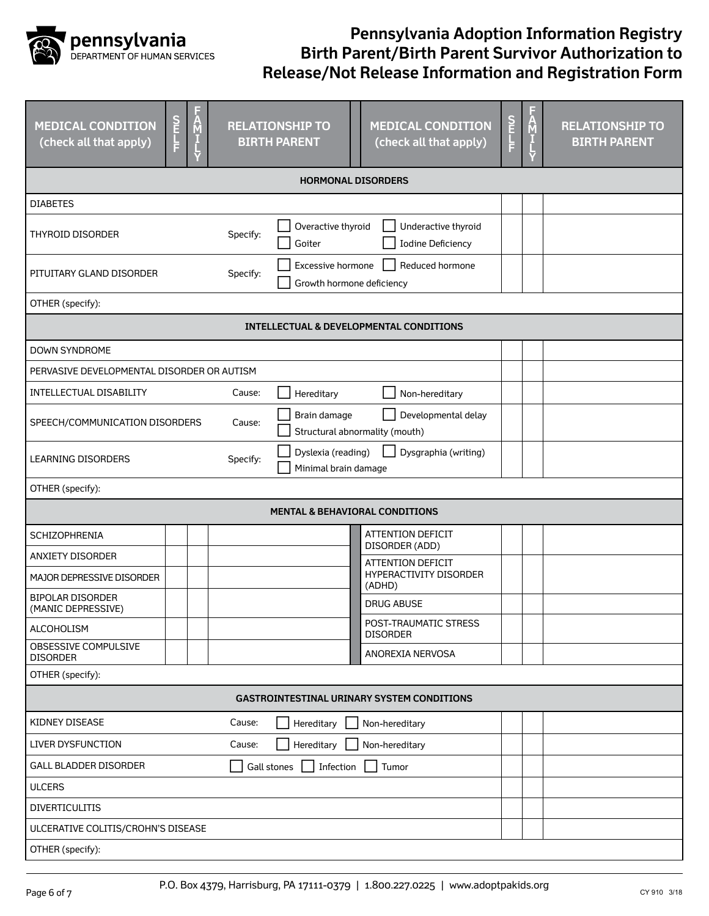# Pennsylvania Adoption Information Registry Birth Parent/Birth Parent Survivor Authorization to Release/Not Release Information and Registration Form

| MEDICAL CONDITION (check all that apply) | SELF | FAMILY | RELATIONSHIP TO BIRTH PARENT | MEDICAL CONDITION (check all that apply) | SELF | FAMILY | RELATIONSHIP TO BIRTH PARENT |
|---|---|---|---|---|---|---|---|
| **HORMONAL DISORDERS** | | | | | | | |
| DIABETES | | | | | | | |
| THYROID DISORDER | | | Specify: ☐ Overactive thyroid ☐ Underactive thyroid ☐ Goiter ☐ Iodine Deficiency | | | | |
| PITUITARY GLAND DISORDER | | | Specify: ☐ Excessive hormone ☐ Reduced hormone ☐ Growth hormone deficiency | | | | |
| OTHER (specify): | | | | | | | |
| **INTELLECTUAL & DEVELOPMENTAL CONDITIONS** | | | | | | | |
| DOWN SYNDROME | | | | | | | |
| PERVASIVE DEVELOPMENTAL DISORDER OR AUTISM | | | | | | | |
| INTELLECTUAL DISABILITY | | | Cause: ☐ Hereditary ☐ Non-hereditary | | | | |
| SPEECH/COMMUNICATION DISORDERS | | | Cause: ☐ Brain damage ☐ Developmental delay ☐ Structural abnormality (mouth) | | | | |
| LEARNING DISORDERS | | | Specify: ☐ Dyslexia (reading) ☐ Dysgraphia (writing) ☐ Minimal brain damage | | | | |
| OTHER (specify): | | | | | | | |
| **MENTAL & BEHAVIORAL CONDITIONS** | | | | | | | |
| SCHIZOPHRENIA | | | | ATTENTION DEFICIT DISORDER (ADD) | | | |
| ANXIETY DISORDER | | | | ATTENTION DEFICIT HYPERACTIVITY DISORDER (ADHD) | | | |
| MAJOR DEPRESSIVE DISORDER | | | | | | | |
| BIPOLAR DISORDER (MANIC DEPRESSIVE) | | | | DRUG ABUSE | | | |
| ALCOHOLISM | | | | POST-TRAUMATIC STRESS DISORDER | | | |
| OBSESSIVE COMPULSIVE DISORDER | | | | ANOREXIA NERVOSA | | | |
| OTHER (specify): | | | | | | | |
| **GASTROINTESTINAL URINARY SYSTEM CONDITIONS** | | | | | | | |
| KIDNEY DISEASE | | | Cause: ☐ Hereditary ☐ Non-hereditary | | | | |
| LIVER DYSFUNCTION | | | Cause: ☐ Hereditary ☐ Non-hereditary | | | | |
| GALL BLADDER DISORDER | | | ☐ Gall stones ☐ Infection ☐ Tumor | | | | |
| ULCERS | | | | | | | |
| DIVERTICULITIS | | | | | | | |
| ULCERATIVE COLITIS/CROHN'S DISEASE | | | | | | | |
| OTHER (specify): | | | | | | | |

P.O. Box 4379, Harrisburg, PA 17111-0379 | 1.800.227.0225 | www.adoptpakids.org

CY 910 3/18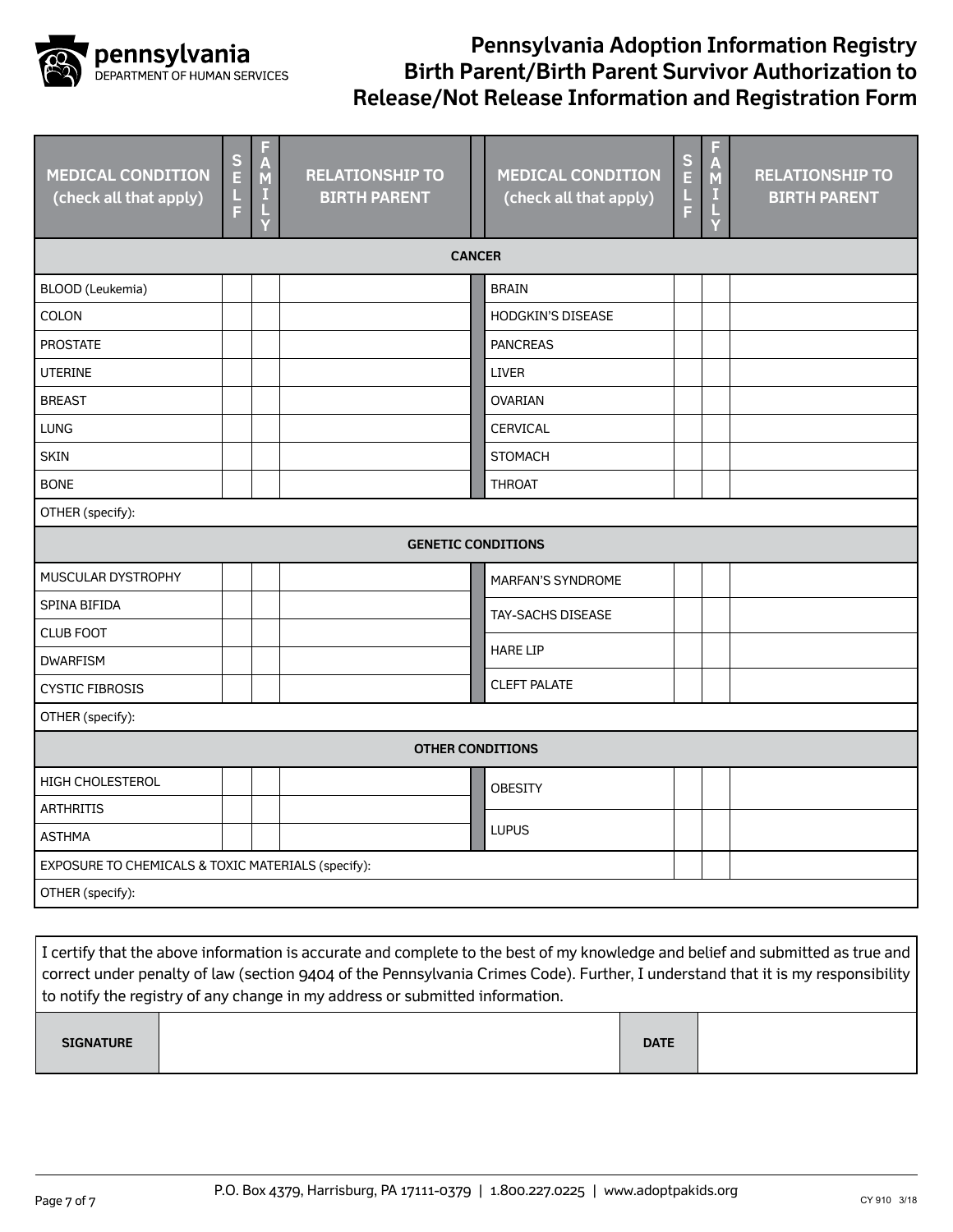# Pennsylvania Adoption Information Registry Birth Parent/Birth Parent Survivor Authorization to Release/Not Release Information and Registration Form

| MEDICAL CONDITION (check all that apply) | SELF | FAMILY | RELATIONSHIP TO BIRTH PARENT | MEDICAL CONDITION (check all that apply) | SELF | FAMILY | RELATIONSHIP TO BIRTH PARENT |
|---|---|---|---|---|---|---|---|
| **CANCER** | | | | | | | |
| BLOOD (Leukemia) | | | | BRAIN | | | |
| COLON | | | | HODGKIN'S DISEASE | | | |
| PROSTATE | | | | PANCREAS | | | |
| UTERINE | | | | LIVER | | | |
| BREAST | | | | OVARIAN | | | |
| LUNG | | | | CERVICAL | | | |
| SKIN | | | | STOMACH | | | |
| BONE | | | | THROAT | | | |
| OTHER (specify): | | | | | | | |
| **GENETIC CONDITIONS** | | | | | | | |
| MUSCULAR DYSTROPHY | | | | MARFAN'S SYNDROME | | | |
| SPINA BIFIDA | | | | TAY-SACHS DISEASE | | | |
| CLUB FOOT | | | | HARE LIP | | | |
| DWARFISM | | | | CLEFT PALATE | | | |
| CYSTIC FIBROSIS | | | | | | | |
| OTHER (specify): | | | | | | | |
| **OTHER CONDITIONS** | | | | | | | |
| HIGH CHOLESTEROL | | | | OBESITY | | | |
| ARTHRITIS | | | | LUPUS | | | |
| ASTHMA | | | | | | | |
| EXPOSURE TO CHEMICALS & TOXIC MATERIALS (specify): | | | | | | | |
| OTHER (specify): | | | | | | | |

I certify that the above information is accurate and complete to the best of my knowledge and belief and submitted as true and correct under penalty of law (section 9404 of the Pennsylvania Crimes Code). Further, I understand that it is my responsibility to notify the registry of any change in my address or submitted information.

| SIGNATURE | | DATE | |
|---|---|---|---|

P.O. Box 4379, Harrisburg, PA 17111-0379 | 1.800.227.0225 | www.adoptpakids.org

CY 910 3/18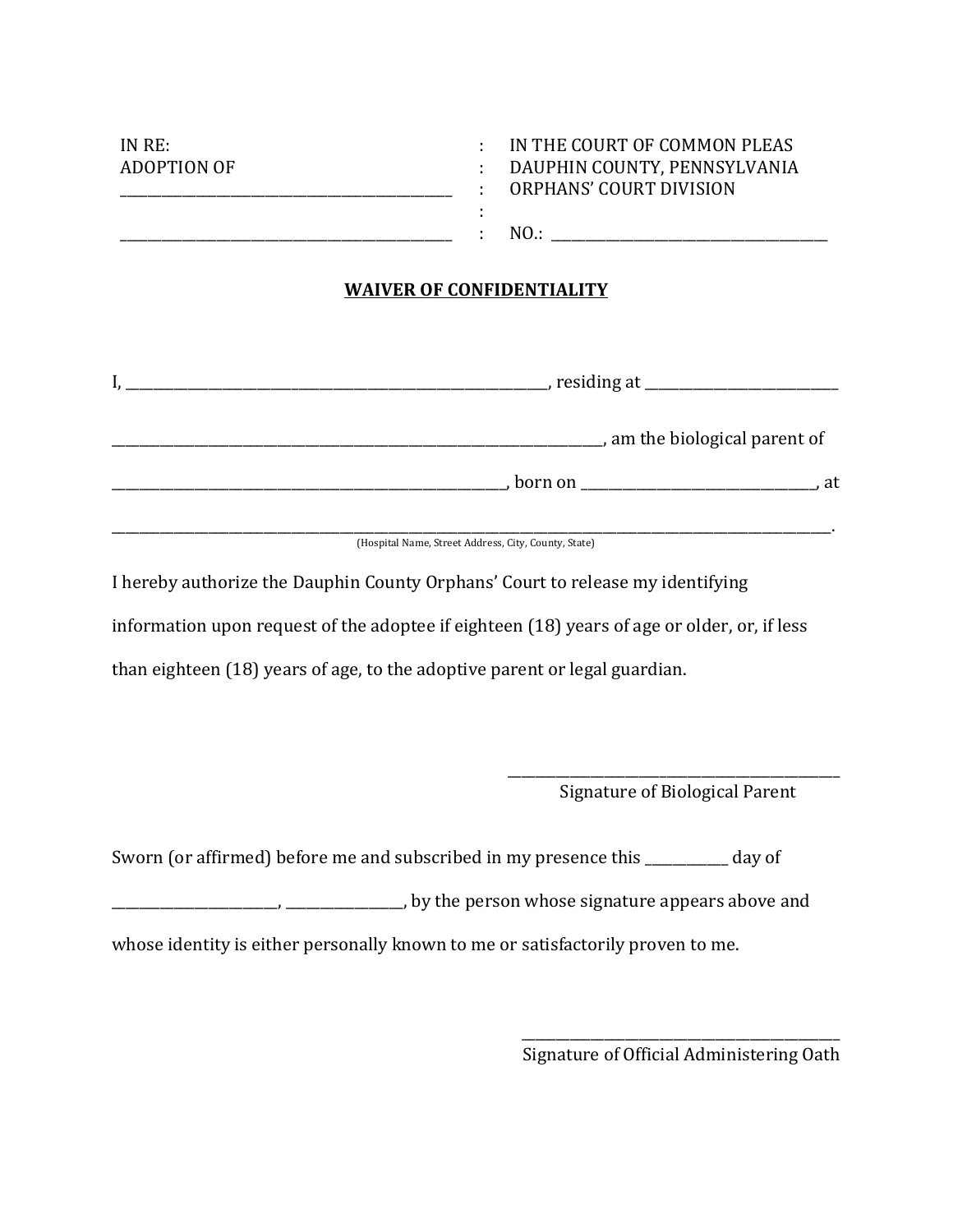| | | |
|---|---|---|
| IN RE: | : | IN THE COURT OF COMMON PLEAS |
| ADOPTION OF | : | DAUPHIN COUNTY, PENNSYLVANIA |
| ______________________________________ | : | ORPHANS' COURT DIVISION |
| | : | |
| ______________________________________ | : | NO.: ______________________________ |

**WAIVER OF CONFIDENTIALITY**

I, ______________________________________________, residing at ______________________

______________________________________________________, am the biological parent of

____________________________________________, born on __________________________, at

______________________________________________________________________________.
(Hospital Name, Street Address, City, County, State)

I hereby authorize the Dauphin County Orphans' Court to release my identifying information upon request of the adoptee if eighteen (18) years of age or older, or, if less than eighteen (18) years of age, to the adoptive parent or legal guardian.

______________________________________
Signature of Biological Parent

Sworn (or affirmed) before me and subscribed in my presence this __________ day of __________________, _____________, by the person whose signature appears above and whose identity is either personally known to me or satisfactorily proven to me.

______________________________________
Signature of Official Administering Oath